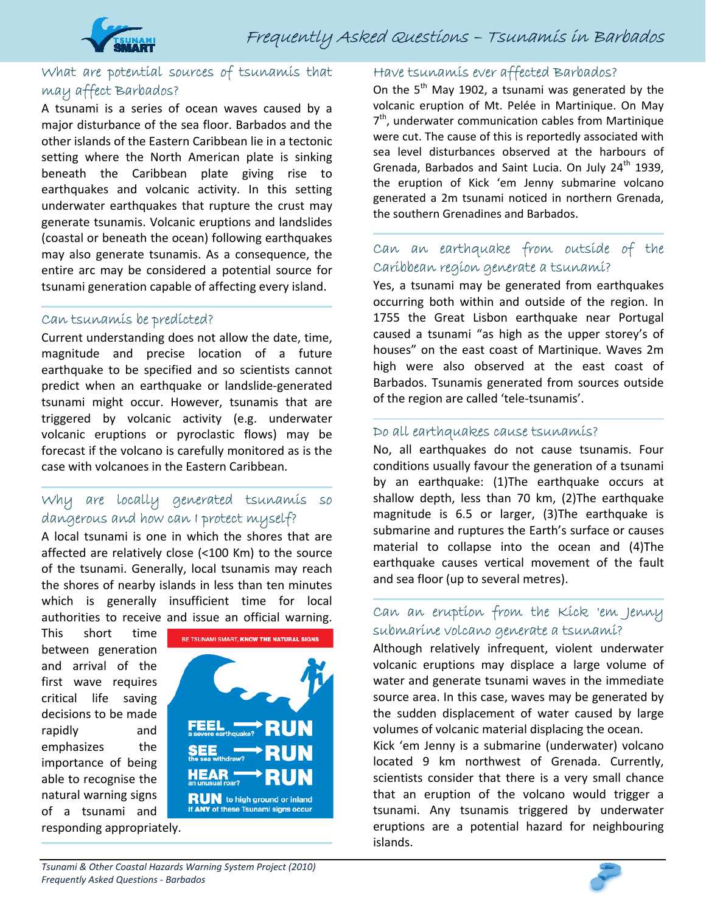# Frequently Asked Questions – Tsunamis in Barbados

## What are potential sources of tsunamis that may affect Barbados?

A tsunami is a series of ocean waves caused by a major disturbance of the sea floor. Barbados and the other islands of the Eastern Caribbean lie in a tectonic setting where the North American plate is sinking beneath the Caribbean plate giving rise to earthquakes and volcanic activity. In this setting underwater earthquakes that rupture the crust may generate tsunamis. Volcanic eruptions and landslides (coastal or beneath the ocean) following earthquakes may also generate tsunamis. As a consequence, the entire arc may be considered a potential source for tsunami generation capable of affecting every island.

## Can tsunamis be predicted?

Current understanding does not allow the date, time, magnitude and precise location of a future earthquake to be specified and so scientists cannot predict when an earthquake or landslide-generated tsunami might occur. However, tsunamis that are triggered by volcanic activity (e.g. underwater volcanic eruptions or pyroclastic flows) may be forecast if the volcano is carefully monitored as is the case with volcanoes in the Eastern Caribbean.

## Why are locally generated tsunamis so dangerous and how can I protect myself?

A local tsunami is one in which the shores that are affected are relatively close (<100 Km) to the source of the tsunami. Generally, local tsunamis may reach the shores of nearby islands in less than ten minutes which is generally insufficient time for local authorities to receive and issue an official warning. This short time between generation and arrival of the first wave requires critical life saving decisions to be made rapidly and emphasizes the importance of being able to recognise the natural warning signs of a tsunami and responding appropriately.

BE TSUNAMI SMART, KNOW THE NATURAL SIGNS

- **FEEL** a severe earthquake? → **RUN**
- **SEE** the sea withdraw? → **RUN**
- **HEAR** an unusual roar? → **RUN**
- **RUN** to high ground or inland if ANY of these Tsunami signs occur

## Have tsunamis ever affected Barbados?

On the 5th May 1902, a tsunami was generated by the volcanic eruption of Mt. Pelée in Martinique. On May 7th, underwater communication cables from Martinique were cut. The cause of this is reportedly associated with sea level disturbances observed at the harbours of Grenada, Barbados and Saint Lucia. On July 24th 1939, the eruption of Kick 'em Jenny submarine volcano generated a 2m tsunami noticed in northern Grenada, the southern Grenadines and Barbados.

## Can an earthquake from outside of the Caribbean region generate a tsunami?

Yes, a tsunami may be generated from earthquakes occurring both within and outside of the region. In 1755 the Great Lisbon earthquake near Portugal caused a tsunami "as high as the upper storey's of houses" on the east coast of Martinique. Waves 2m high were also observed at the east coast of Barbados. Tsunamis generated from sources outside of the region are called 'tele-tsunamis'.

## Do all earthquakes cause tsunamis?

No, all earthquakes do not cause tsunamis. Four conditions usually favour the generation of a tsunami by an earthquake: (1)The earthquake occurs at shallow depth, less than 70 km, (2)The earthquake magnitude is 6.5 or larger, (3)The earthquake is submarine and ruptures the Earth's surface or causes material to collapse into the ocean and (4)The earthquake causes vertical movement of the fault and sea floor (up to several metres).

## Can an eruption from the Kick 'em Jenny submarine volcano generate a tsunami?

Although relatively infrequent, violent underwater volcanic eruptions may displace a large volume of water and generate tsunami waves in the immediate source area. In this case, waves may be generated by the sudden displacement of water caused by large volumes of volcanic material displacing the ocean.

Kick 'em Jenny is a submarine (underwater) volcano located 9 km northwest of Grenada. Currently, scientists consider that there is a very small chance that an eruption of the volcano would trigger a tsunami. Any tsunamis triggered by underwater eruptions are a potential hazard for neighbouring islands.

*Tsunami & Other Coastal Hazards Warning System Project (2010)*
*Frequently Asked Questions - Barbados*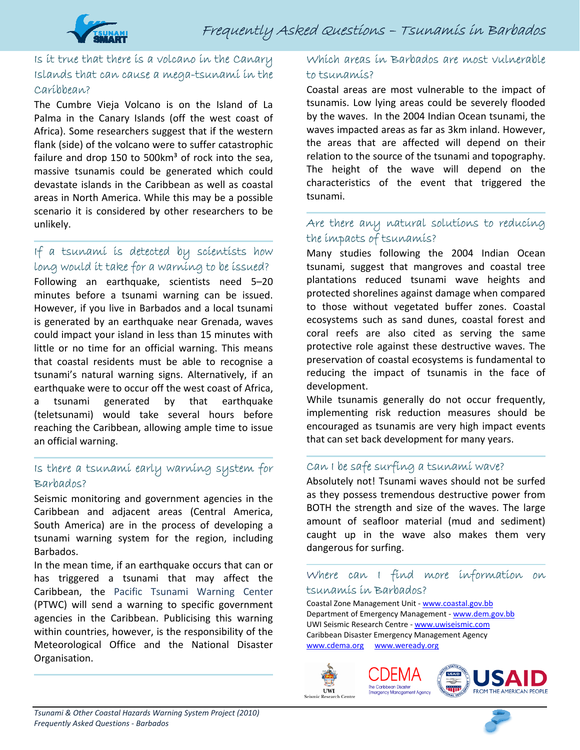## Is it true that there is a volcano in the Canary Islands that can cause a mega-tsunami in the Caribbean?

The Cumbre Vieja Volcano is on the Island of La Palma in the Canary Islands (off the west coast of Africa). Some researchers suggest that if the western flank (side) of the volcano were to suffer catastrophic failure and drop 150 to 500km³ of rock into the sea, massive tsunamis could be generated which could devastate islands in the Caribbean as well as coastal areas in North America. While this may be a possible scenario it is considered by other researchers to be unlikely.

## If a tsunami is detected by scientists how long would it take for a warning to be issued?

Following an earthquake, scientists need 5–20 minutes before a tsunami warning can be issued. However, if you live in Barbados and a local tsunami is generated by an earthquake near Grenada, waves could impact your island in less than 15 minutes with little or no time for an official warning. This means that coastal residents must be able to recognise a tsunami's natural warning signs. Alternatively, if an earthquake were to occur off the west coast of Africa, a tsunami generated by that earthquake (teletsunami) would take several hours before reaching the Caribbean, allowing ample time to issue an official warning.

## Is there a tsunami early warning system for Barbados?

Seismic monitoring and government agencies in the Caribbean and adjacent areas (Central America, South America) are in the process of developing a tsunami warning system for the region, including Barbados.

In the mean time, if an earthquake occurs that can or has triggered a tsunami that may affect the Caribbean, the Pacific Tsunami Warning Center (PTWC) will send a warning to specific government agencies in the Caribbean. Publicising this warning within countries, however, is the responsibility of the Meteorological Office and the National Disaster Organisation.

## Which areas in Barbados are most vulnerable to tsunamis?

Coastal areas are most vulnerable to the impact of tsunamis. Low lying areas could be severely flooded by the waves. In the 2004 Indian Ocean tsunami, the waves impacted areas as far as 3km inland. However, the areas that are affected will depend on their relation to the source of the tsunami and topography. The height of the wave will depend on the characteristics of the event that triggered the tsunami.

## Are there any natural solutions to reducing the impacts of tsunamis?

Many studies following the 2004 Indian Ocean tsunami, suggest that mangroves and coastal tree plantations reduced tsunami wave heights and protected shorelines against damage when compared to those without vegetated buffer zones. Coastal ecosystems such as sand dunes, coastal forest and coral reefs are also cited as serving the same protective role against these destructive waves. The preservation of coastal ecosystems is fundamental to reducing the impact of tsunamis in the face of development.

While tsunamis generally do not occur frequently, implementing risk reduction measures should be encouraged as tsunamis are very high impact events that can set back development for many years.

## Can I be safe surfing a tsunami wave?

Absolutely not! Tsunami waves should not be surfed as they possess tremendous destructive power from BOTH the strength and size of the waves. The large amount of seafloor material (mud and sediment) caught up in the wave also makes them very dangerous for surfing.

## Where can I find more information on tsunamis in Barbados?

Coastal Zone Management Unit - www.coastal.gov.bb
Department of Emergency Management - www.dem.gov.bb
UWI Seismic Research Centre - www.uwiseismic.com
Caribbean Disaster Emergency Management Agency
www.cdema.org www.weready.org

*Tsunami & Other Coastal Hazards Warning System Project (2010)*
*Frequently Asked Questions - Barbados*